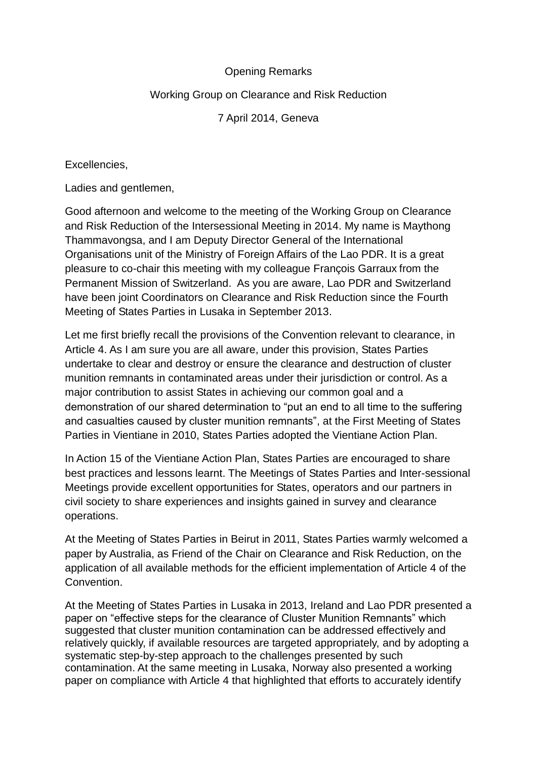Opening Remarks

Working Group on Clearance and Risk Reduction

7 April 2014, Geneva

Excellencies,

Ladies and gentlemen,

Good afternoon and welcome to the meeting of the Working Group on Clearance and Risk Reduction of the Intersessional Meeting in 2014. My name is Maythong Thammavongsa, and I am Deputy Director General of the International Organisations unit of the Ministry of Foreign Affairs of the Lao PDR. It is a great pleasure to co-chair this meeting with my colleague François Garraux from the Permanent Mission of Switzerland. As you are aware, Lao PDR and Switzerland have been joint Coordinators on Clearance and Risk Reduction since the Fourth Meeting of States Parties in Lusaka in September 2013.

Let me first briefly recall the provisions of the Convention relevant to clearance, in Article 4. As I am sure you are all aware, under this provision, States Parties undertake to clear and destroy or ensure the clearance and destruction of cluster munition remnants in contaminated areas under their jurisdiction or control. As a major contribution to assist States in achieving our common goal and a demonstration of our shared determination to "put an end to all time to the suffering and casualties caused by cluster munition remnants", at the First Meeting of States Parties in Vientiane in 2010, States Parties adopted the Vientiane Action Plan.

In Action 15 of the Vientiane Action Plan, States Parties are encouraged to share best practices and lessons learnt. The Meetings of States Parties and Inter-sessional Meetings provide excellent opportunities for States, operators and our partners in civil society to share experiences and insights gained in survey and clearance operations.

At the Meeting of States Parties in Beirut in 2011, States Parties warmly welcomed a paper by Australia, as Friend of the Chair on Clearance and Risk Reduction, on the application of all available methods for the efficient implementation of Article 4 of the Convention.

At the Meeting of States Parties in Lusaka in 2013, Ireland and Lao PDR presented a paper on "effective steps for the clearance of Cluster Munition Remnants" which suggested that cluster munition contamination can be addressed effectively and relatively quickly, if available resources are targeted appropriately, and by adopting a systematic step-by-step approach to the challenges presented by such contamination. At the same meeting in Lusaka, Norway also presented a working paper on compliance with Article 4 that highlighted that efforts to accurately identify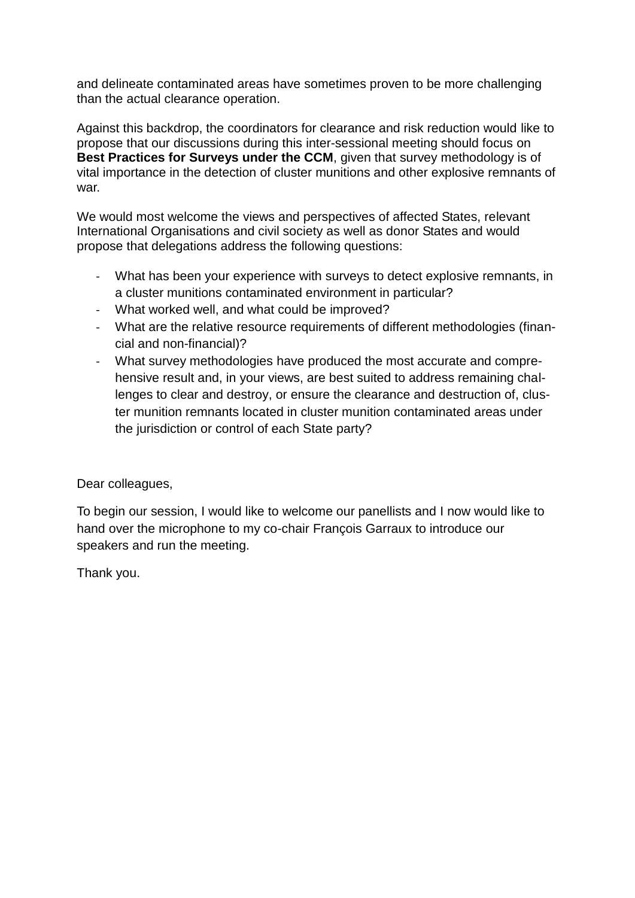and delineate contaminated areas have sometimes proven to be more challenging than the actual clearance operation.

Against this backdrop, the coordinators for clearance and risk reduction would like to propose that our discussions during this inter-sessional meeting should focus on **Best Practices for Surveys under the CCM**, given that survey methodology is of vital importance in the detection of cluster munitions and other explosive remnants of war.

We would most welcome the views and perspectives of affected States, relevant International Organisations and civil society as well as donor States and would propose that delegations address the following questions:

- What has been your experience with surveys to detect explosive remnants, in a cluster munitions contaminated environment in particular?
- What worked well, and what could be improved?
- What are the relative resource requirements of different methodologies (financial and non-financial)?
- What survey methodologies have produced the most accurate and comprehensive result and, in your views, are best suited to address remaining challenges to clear and destroy, or ensure the clearance and destruction of, cluster munition remnants located in cluster munition contaminated areas under the jurisdiction or control of each State party?

Dear colleagues,

To begin our session, I would like to welcome our panellists and I now would like to hand over the microphone to my co-chair François Garraux to introduce our speakers and run the meeting.

Thank you.